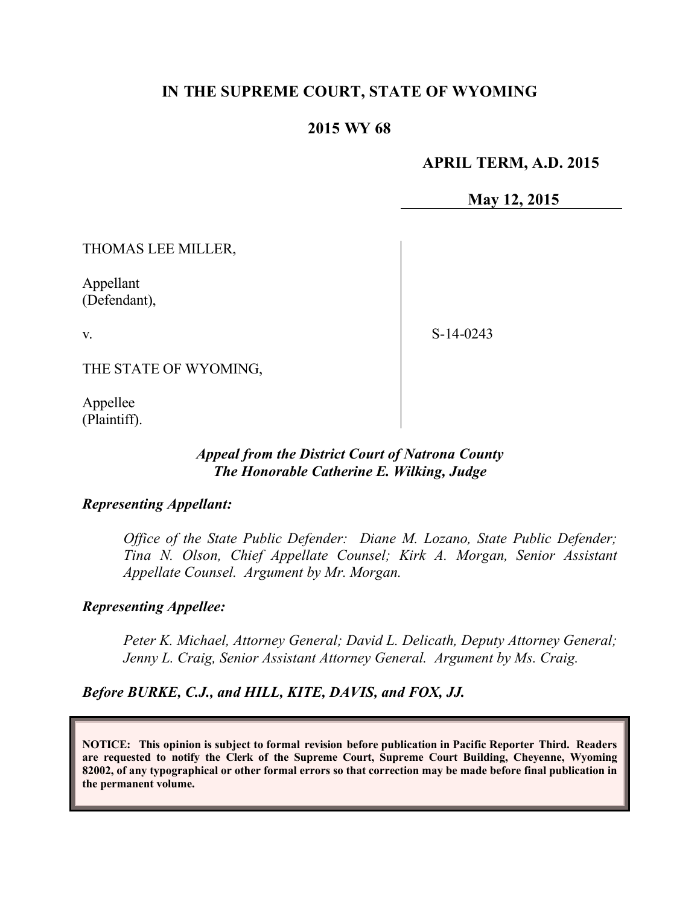**IN THE SUPREME COURT, STATE OF WYOMING**

**2015 WY 68**

**APRIL TERM, A.D. 2015**

**May 12, 2015**

THOMAS LEE MILLER,

Appellant
(Defendant),

v.

S-14-0243

THE STATE OF WYOMING,

Appellee
(Plaintiff).

***Appeal from the District Court of Natrona County***
***The Honorable Catherine E. Wilking, Judge***

***Representing Appellant:***

*Office of the State Public Defender: Diane M. Lozano, State Public Defender; Tina N. Olson, Chief Appellate Counsel; Kirk A. Morgan, Senior Assistant Appellate Counsel. Argument by Mr. Morgan.*

***Representing Appellee:***

*Peter K. Michael, Attorney General; David L. Delicath, Deputy Attorney General; Jenny L. Craig, Senior Assistant Attorney General. Argument by Ms. Craig.*

***Before BURKE, C.J., and HILL, KITE, DAVIS, and FOX, JJ.***

**NOTICE: This opinion is subject to formal revision before publication in Pacific Reporter Third. Readers are requested to notify the Clerk of the Supreme Court, Supreme Court Building, Cheyenne, Wyoming 82002, of any typographical or other formal errors so that correction may be made before final publication in the permanent volume.**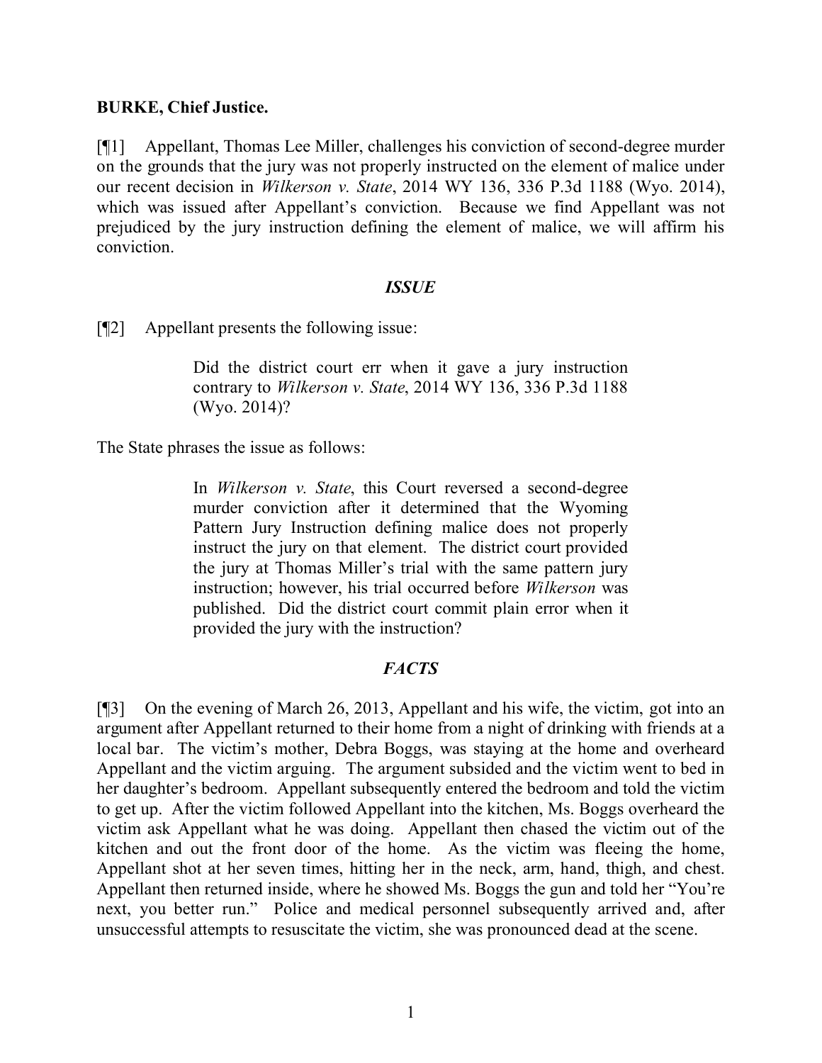**BURKE, Chief Justice.**

[¶1] Appellant, Thomas Lee Miller, challenges his conviction of second-degree murder on the grounds that the jury was not properly instructed on the element of malice under our recent decision in *Wilkerson v. State*, 2014 WY 136, 336 P.3d 1188 (Wyo. 2014), which was issued after Appellant's conviction. Because we find Appellant was not prejudiced by the jury instruction defining the element of malice, we will affirm his conviction.

### *ISSUE*

[¶2] Appellant presents the following issue:

> Did the district court err when it gave a jury instruction contrary to *Wilkerson v. State*, 2014 WY 136, 336 P.3d 1188 (Wyo. 2014)?

The State phrases the issue as follows:

> In *Wilkerson v. State*, this Court reversed a second-degree murder conviction after it determined that the Wyoming Pattern Jury Instruction defining malice does not properly instruct the jury on that element. The district court provided the jury at Thomas Miller's trial with the same pattern jury instruction; however, his trial occurred before *Wilkerson* was published. Did the district court commit plain error when it provided the jury with the instruction?

### *FACTS*

[¶3] On the evening of March 26, 2013, Appellant and his wife, the victim, got into an argument after Appellant returned to their home from a night of drinking with friends at a local bar. The victim's mother, Debra Boggs, was staying at the home and overheard Appellant and the victim arguing. The argument subsided and the victim went to bed in her daughter's bedroom. Appellant subsequently entered the bedroom and told the victim to get up. After the victim followed Appellant into the kitchen, Ms. Boggs overheard the victim ask Appellant what he was doing. Appellant then chased the victim out of the kitchen and out the front door of the home. As the victim was fleeing the home, Appellant shot at her seven times, hitting her in the neck, arm, hand, thigh, and chest. Appellant then returned inside, where he showed Ms. Boggs the gun and told her "You're next, you better run." Police and medical personnel subsequently arrived and, after unsuccessful attempts to resuscitate the victim, she was pronounced dead at the scene.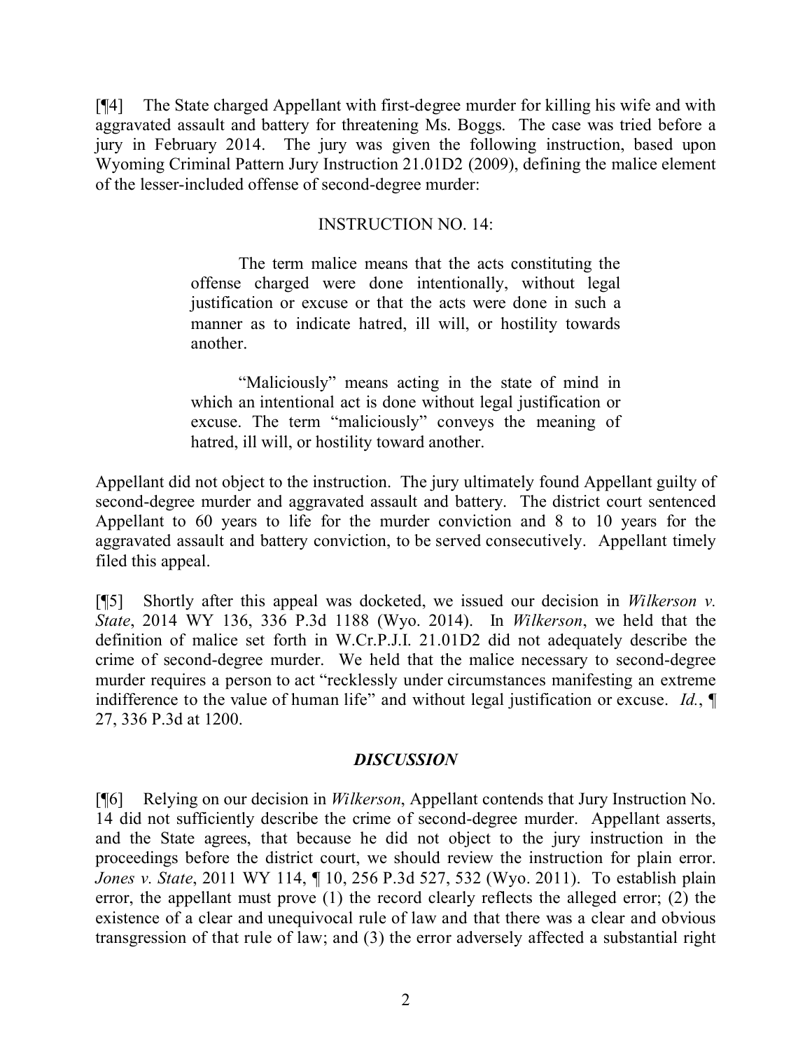[¶4] The State charged Appellant with first-degree murder for killing his wife and with aggravated assault and battery for threatening Ms. Boggs. The case was tried before a jury in February 2014. The jury was given the following instruction, based upon Wyoming Criminal Pattern Jury Instruction 21.01D2 (2009), defining the malice element of the lesser-included offense of second-degree murder:

INSTRUCTION NO. 14:

> The term malice means that the acts constituting the offense charged were done intentionally, without legal justification or excuse or that the acts were done in such a manner as to indicate hatred, ill will, or hostility towards another.
>
> "Maliciously" means acting in the state of mind in which an intentional act is done without legal justification or excuse. The term "maliciously" conveys the meaning of hatred, ill will, or hostility toward another.

Appellant did not object to the instruction. The jury ultimately found Appellant guilty of second-degree murder and aggravated assault and battery. The district court sentenced Appellant to 60 years to life for the murder conviction and 8 to 10 years for the aggravated assault and battery conviction, to be served consecutively. Appellant timely filed this appeal.

[¶5] Shortly after this appeal was docketed, we issued our decision in *Wilkerson v. State*, 2014 WY 136, 336 P.3d 1188 (Wyo. 2014). In *Wilkerson*, we held that the definition of malice set forth in W.Cr.P.J.I. 21.01D2 did not adequately describe the crime of second-degree murder. We held that the malice necessary to second-degree murder requires a person to act "recklessly under circumstances manifesting an extreme indifference to the value of human life" and without legal justification or excuse. *Id.*, ¶ 27, 336 P.3d at 1200.

## *DISCUSSION*

[¶6] Relying on our decision in *Wilkerson*, Appellant contends that Jury Instruction No. 14 did not sufficiently describe the crime of second-degree murder. Appellant asserts, and the State agrees, that because he did not object to the jury instruction in the proceedings before the district court, we should review the instruction for plain error. *Jones v. State*, 2011 WY 114, ¶ 10, 256 P.3d 527, 532 (Wyo. 2011). To establish plain error, the appellant must prove (1) the record clearly reflects the alleged error; (2) the existence of a clear and unequivocal rule of law and that there was a clear and obvious transgression of that rule of law; and (3) the error adversely affected a substantial right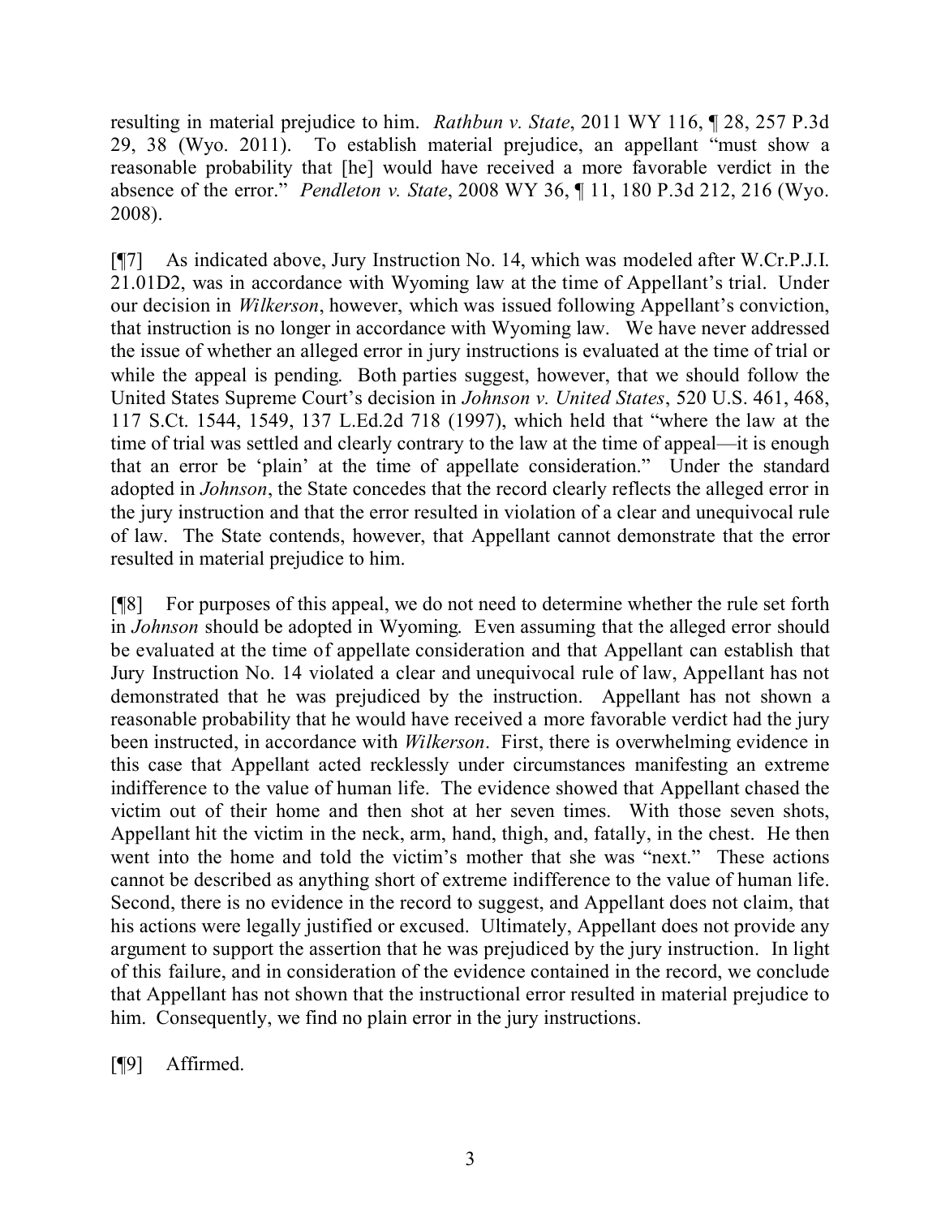resulting in material prejudice to him. *Rathbun v. State*, 2011 WY 116, ¶ 28, 257 P.3d 29, 38 (Wyo. 2011). To establish material prejudice, an appellant "must show a reasonable probability that [he] would have received a more favorable verdict in the absence of the error." *Pendleton v. State*, 2008 WY 36, ¶ 11, 180 P.3d 212, 216 (Wyo. 2008).

[¶7] As indicated above, Jury Instruction No. 14, which was modeled after W.Cr.P.J.I. 21.01D2, was in accordance with Wyoming law at the time of Appellant's trial. Under our decision in *Wilkerson*, however, which was issued following Appellant's conviction, that instruction is no longer in accordance with Wyoming law. We have never addressed the issue of whether an alleged error in jury instructions is evaluated at the time of trial or while the appeal is pending. Both parties suggest, however, that we should follow the United States Supreme Court's decision in *Johnson v. United States*, 520 U.S. 461, 468, 117 S.Ct. 1544, 1549, 137 L.Ed.2d 718 (1997), which held that "where the law at the time of trial was settled and clearly contrary to the law at the time of appeal—it is enough that an error be 'plain' at the time of appellate consideration." Under the standard adopted in *Johnson*, the State concedes that the record clearly reflects the alleged error in the jury instruction and that the error resulted in violation of a clear and unequivocal rule of law. The State contends, however, that Appellant cannot demonstrate that the error resulted in material prejudice to him.

[¶8] For purposes of this appeal, we do not need to determine whether the rule set forth in *Johnson* should be adopted in Wyoming. Even assuming that the alleged error should be evaluated at the time of appellate consideration and that Appellant can establish that Jury Instruction No. 14 violated a clear and unequivocal rule of law, Appellant has not demonstrated that he was prejudiced by the instruction. Appellant has not shown a reasonable probability that he would have received a more favorable verdict had the jury been instructed, in accordance with *Wilkerson*. First, there is overwhelming evidence in this case that Appellant acted recklessly under circumstances manifesting an extreme indifference to the value of human life. The evidence showed that Appellant chased the victim out of their home and then shot at her seven times. With those seven shots, Appellant hit the victim in the neck, arm, hand, thigh, and, fatally, in the chest. He then went into the home and told the victim's mother that she was "next." These actions cannot be described as anything short of extreme indifference to the value of human life. Second, there is no evidence in the record to suggest, and Appellant does not claim, that his actions were legally justified or excused. Ultimately, Appellant does not provide any argument to support the assertion that he was prejudiced by the jury instruction. In light of this failure, and in consideration of the evidence contained in the record, we conclude that Appellant has not shown that the instructional error resulted in material prejudice to him. Consequently, we find no plain error in the jury instructions.

[¶9] Affirmed.